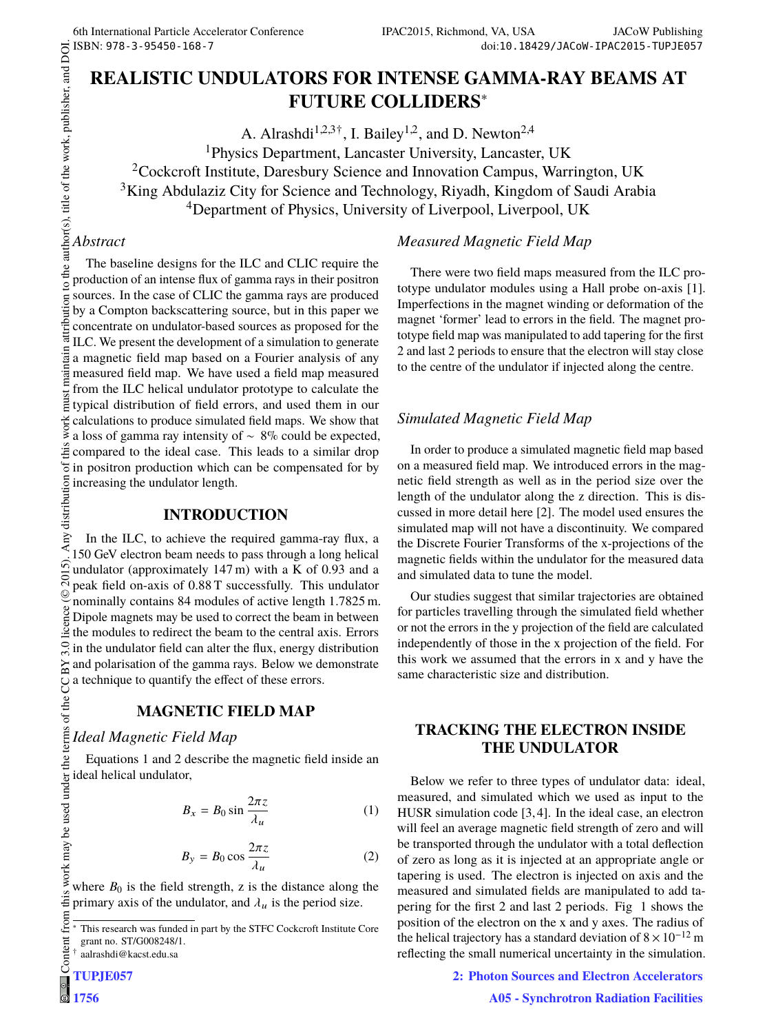# REALISTIC UNDULATORS FOR INTENSE GAMMA-RAY BEAMS AT FUTURE COLLIDERS*

A. Alrashdi[1,2,3†], I. Bailey[1,2], and D. Newton[2,4]

[1]Physics Department, Lancaster University, Lancaster, UK
[2]Cockcroft Institute, Daresbury Science and Innovation Campus, Warrington, UK
[3]King Abdulaziz City for Science and Technology, Riyadh, Kingdom of Saudi Arabia
[4]Department of Physics, University of Liverpool, Liverpool, UK

### *Abstract*

The baseline designs for the ILC and CLIC require the production of an intense flux of gamma rays in their positron sources. In the case of CLIC the gamma rays are produced by a Compton backscattering source, but in this paper we concentrate on undulator-based sources as proposed for the ILC. We present the development of a simulation to generate a magnetic field map based on a Fourier analysis of any measured field map. We have used a field map measured from the ILC helical undulator prototype to calculate the typical distribution of field errors, and used them in our calculations to produce simulated field maps. We show that a loss of gamma ray intensity of ∼ 8% could be expected, compared to the ideal case. This leads to a similar drop in positron production which can be compensated for by increasing the undulator length.

## INTRODUCTION

In the ILC, to achieve the required gamma-ray flux, a 150 GeV electron beam needs to pass through a long helical undulator (approximately 147 m) with a K of 0.93 and a peak field on-axis of 0.88 T successfully. This undulator nominally contains 84 modules of active length 1.7825 m. Dipole magnets may be used to correct the beam in between the modules to redirect the beam to the central axis. Errors in the undulator field can alter the flux, energy distribution and polarisation of the gamma rays. Below we demonstrate a technique to quantify the effect of these errors.

## MAGNETIC FIELD MAP

### *Ideal Magnetic Field Map*

Equations 1 and 2 describe the magnetic field inside an ideal helical undulator,

$$B_x = B_0 \sin \frac{2\pi z}{\lambda_u} \tag{1}$$

$$B_y = B_0 \cos \frac{2\pi z}{\lambda_u} \tag{2}$$

where $B_0$ is the field strength, z is the distance along the primary axis of the undulator, and $\lambda_u$ is the period size.

### *Measured Magnetic Field Map*

There were two field maps measured from the ILC prototype undulator modules using a Hall probe on-axis [1]. Imperfections in the magnet winding or deformation of the magnet 'former' lead to errors in the field. The magnet prototype field map was manipulated to add tapering for the first 2 and last 2 periods to ensure that the electron will stay close to the centre of the undulator if injected along the centre.

### *Simulated Magnetic Field Map*

In order to produce a simulated magnetic field map based on a measured field map. We introduced errors in the magnetic field strength as well as in the period size over the length of the undulator along the z direction. This is discussed in more detail here [2]. The model used ensures the simulated map will not have a discontinuity. We compared the Discrete Fourier Transforms of the x-projections of the magnetic fields within the undulator for the measured data and simulated data to tune the model.

Our studies suggest that similar trajectories are obtained for particles travelling through the simulated field whether or not the errors in the y projection of the field are calculated independently of those in the x projection of the field. For this work we assumed that the errors in x and y have the same characteristic size and distribution.

## TRACKING THE ELECTRON INSIDE THE UNDULATOR

Below we refer to three types of undulator data: ideal, measured, and simulated which we used as input to the HUSR simulation code [3,4]. In the ideal case, an electron will feel an average magnetic field strength of zero and will be transported through the undulator with a total deflection of zero as long as it is injected at an appropriate angle or tapering is used. The electron is injected on axis and the measured and simulated fields are manipulated to add tapering for the first 2 and last 2 periods. Fig 1 shows the position of the electron on the x and y axes. The radius of the helical trajectory has a standard deviation of $8 \times 10^{-12}$ m reflecting the small numerical uncertainty in the simulation.

---

* This research was funded in part by the STFC Cockcroft Institute Core grant no. ST/G008248/1.

† aalrashdi@kacst.edu.sa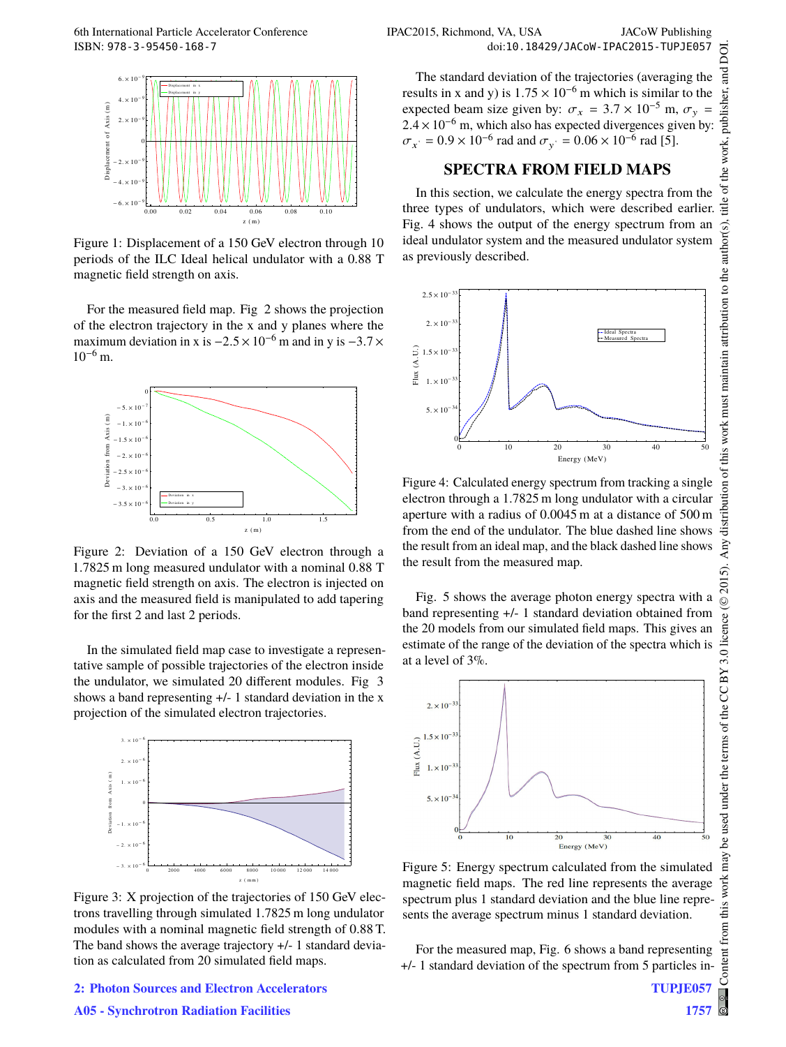Figure 1: Displacement of a 150 GeV electron through 10 periods of the ILC Ideal helical undulator with a 0.88 T magnetic field strength on axis.

For the measured field map. Fig 2 shows the projection of the electron trajectory in the x and y planes where the maximum deviation in x is $-2.5 \times 10^{-6}$ m and in y is $-3.7 \times 10^{-6}$ m.

Figure 2: Deviation of a 150 GeV electron through a 1.7825 m long measured undulator with a nominal 0.88 T magnetic field strength on axis. The electron is injected on axis and the measured field is manipulated to add tapering for the first 2 and last 2 periods.

In the simulated field map case to investigate a representative sample of possible trajectories of the electron inside the undulator, we simulated 20 different modules. Fig 3 shows a band representing +/- 1 standard deviation in the x projection of the simulated electron trajectories.

Figure 3: X projection of the trajectories of 150 GeV electrons travelling through simulated 1.7825 m long undulator modules with a nominal magnetic field strength of 0.88 T. The band shows the average trajectory +/- 1 standard deviation as calculated from 20 simulated field maps.

The standard deviation of the trajectories (averaging the results in x and y) is $1.75 \times 10^{-6}$ m which is similar to the expected beam size given by: $\sigma_x = 3.7 \times 10^{-5}$ m, $\sigma_y = 2.4 \times 10^{-6}$ m, which also has expected divergences given by: $\sigma_{x'} = 0.9 \times 10^{-6}$ rad and $\sigma_{y'} = 0.06 \times 10^{-6}$ rad [5].

## SPECTRA FROM FIELD MAPS

In this section, we calculate the energy spectra from the three types of undulators, which were described earlier. Fig. 4 shows the output of the energy spectrum from an ideal undulator system and the measured undulator system as previously described.

Figure 4: Calculated energy spectrum from tracking a single electron through a 1.7825 m long undulator with a circular aperture with a radius of 0.0045 m at a distance of 500 m from the end of the undulator. The blue dashed line shows the result from an ideal map, and the black dashed line shows the result from the measured map.

Fig. 5 shows the average photon energy spectra with a band representing +/- 1 standard deviation obtained from the 20 models from our simulated field maps. This gives an estimate of the range of the deviation of the spectra which is at a level of 3%.

Figure 5: Energy spectrum calculated from the simulated magnetic field maps. The red line represents the average spectrum plus 1 standard deviation and the blue line represents the average spectrum minus 1 standard deviation.

For the measured map, Fig. 6 shows a band representing +/- 1 standard deviation of the spectrum from 5 particles in-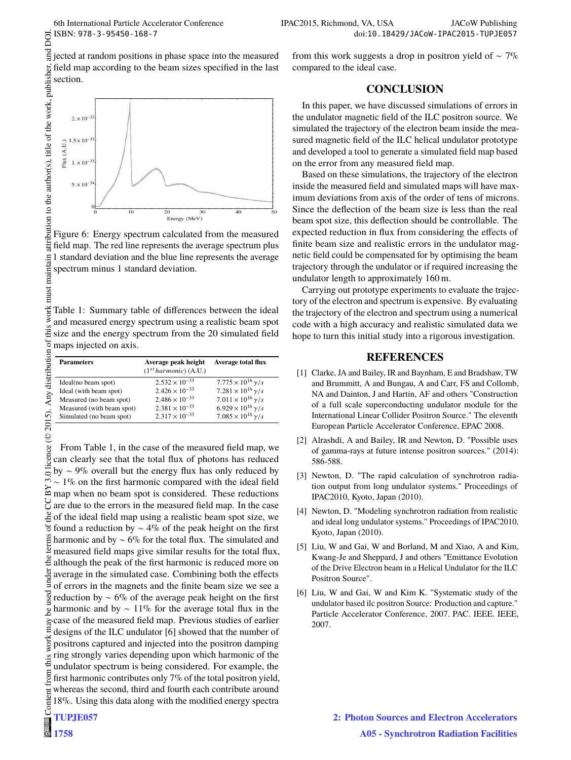jected at random positions in phase space into the measured field map according to the beam sizes specified in the last section.

$2.\times 10^{-33}$
$1.5\times 10^{-33}$
$1.\times 10^{-33}$
$5.\times 10^{-34}$
0
Flux (A.U.)
0 10 20 30 40 50
Energy (MeV)

Figure 6: Energy spectrum calculated from the measured field map. The red line represents the average spectrum plus 1 standard deviation and the blue line represents the average spectrum minus 1 standard deviation.

Table 1: Summary table of differences between the ideal and measured energy spectrum using a realistic beam spot size and the energy spectrum from the 20 simulated field maps injected on axis.

| Parameters | Average peak height ($1^{st}$ *harmonic*) (A.U.) | Average total flux |
|---|---|---|
| Ideal(no beam spot) | $2.532\times 10^{-33}$ | $7.775\times 10^{16}\ \gamma/s$ |
| Ideal (with beam spot) | $2.426\times 10^{-33}$ | $7.281\times 10^{16}\ \gamma/s$ |
| Measured (no beam spot) | $2.486\times 10^{-33}$ | $7.011\times 10^{16}\ \gamma/s$ |
| Measured (with beam spot) | $2.381\times 10^{-33}$ | $6.929\times 10^{16}\ \gamma/s$ |
| Simulated (no beam spot) | $2.317\times 10^{-33}$ | $7.085\times 10^{16}\ \gamma/s$ |

From Table 1, in the case of the measured field map, we can clearly see that the total flux of photons has reduced by ~ 9% overall but the energy flux has only reduced by ~ 1% on the first harmonic compared with the ideal field map when no beam spot is considered. These reductions are due to the errors in the measured field map. In the case of the ideal field map using a realistic beam spot size, we found a reduction by ~ 4% of the peak height on the first harmonic and by ~ 6% for the total flux. The simulated and measured field maps give similar results for the total flux, although the peak of the first harmonic is reduced more on average in the simulated case. Combining both the effects of errors in the magnets and the finite beam size we see a reduction by ~ 6% of the average peak height on the first harmonic and by ~ 11% for the average total flux in the case of the measured field map. Previous studies of earlier designs of the ILC undulator [6] showed that the number of positrons captured and injected into the positron damping ring strongly varies depending upon which harmonic of the undulator spectrum is being considered. For example, the first harmonic contributes only 7% of the total positron yield, whereas the second, third and fourth each contribute around 18%. Using this data along with the modified energy spectra from this work suggests a drop in positron yield of ~ 7% compared to the ideal case.

## CONCLUSION

In this paper, we have discussed simulations of errors in the undulator magnetic field of the ILC positron source. We simulated the trajectory of the electron beam inside the measured magnetic field of the ILC helical undulator prototype and developed a tool to generate a simulated field map based on the error from any measured field map.

Based on these simulations, the trajectory of the electron inside the measured field and simulated maps will have maximum deviations from axis of the order of tens of microns. Since the deflection of the beam size is less than the real beam spot size, this deflection should be controllable. The expected reduction in flux from considering the effects of finite beam size and realistic errors in the undulator magnetic field could be compensated for by optimising the beam trajectory through the undulator or if required increasing the undulator length to approximately 160 m.

Carrying out prototype experiments to evaluate the trajectory of the electron and spectrum is expensive. By evaluating the trajectory of the electron and spectrum using a numerical code with a high accuracy and realistic simulated data we hope to turn this initial study into a rigorous investigation.

## REFERENCES

[1] Clarke, JA and Bailey, IR and Baynham, E and Bradshaw, TW and Brummitt, A and Bungau, A and Carr, FS and Collomb, NA and Dainton, J and Hartin, AF and others "Construction of a full scale superconducting undulator module for the International Linear Collider Positron Source." The eleventh European Particle Accelerator Conference, EPAC 2008.

[2] Alrashdi, A and Bailey, IR and Newton, D. "Possible uses of gamma-rays at future intense positron sources." (2014): 586-588.

[3] Newton, D. "The rapid calculation of synchrotron radiation output from long undulator systems." Proceedings of IPAC2010, Kyoto, Japan (2010).

[4] Newton, D. "Modeling synchrotron radiation from realistic and ideal long undulator systems." Proceedings of IPAC2010, Kyoto, Japan (2010).

[5] Liu, W and Gai, W and Borland, M and Xiao, A and Kim, Kwang-Je and Sheppard, J and others "Emittance Evolution of the Drive Electron beam in a Helical Undulator for the ILC Positron Source".

[6] Liu, W and Gai, W and Kim K. "Systematic study of the undulator based ilc positron Source: Production and capture." Particle Accelerator Conference, 2007. PAC. IEEE. IEEE, 2007.